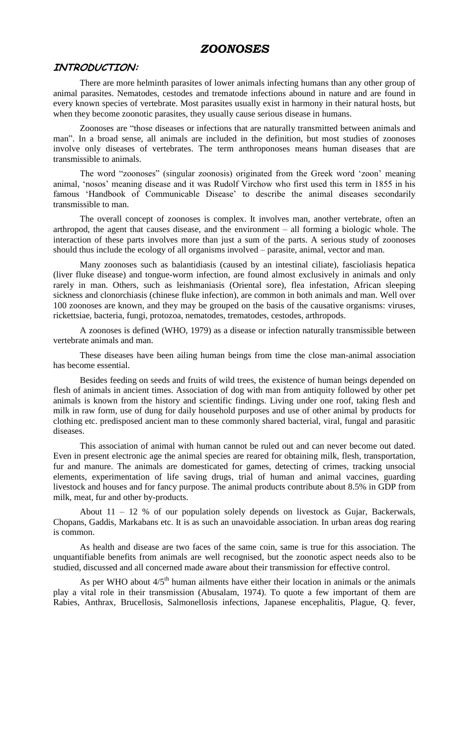# ZOONOSES

## INTRODUCTION:

There are more helminth parasites of lower animals infecting humans than any other group of animal parasites. Nematodes, cestodes and trematode infections abound in nature and are found in every known species of vertebrate. Most parasites usually exist in harmony in their natural hosts, but when they become zoonotic parasites, they usually cause serious disease in humans.

Zoonoses are "those diseases or infections that are naturally transmitted between animals and man". In a broad sense, all animals are included in the definition, but most studies of zoonoses involve only diseases of vertebrates. The term anthroponoses means human diseases that are transmissible to animals.

The word "zoonoses" (singular zoonosis) originated from the Greek word 'zoon' meaning animal, 'nosos' meaning disease and it was Rudolf Virchow who first used this term in 1855 in his famous 'Handbook of Communicable Disease' to describe the animal diseases secondarily transmissible to man.

The overall concept of zoonoses is complex. It involves man, another vertebrate, often an arthropod, the agent that causes disease, and the environment – all forming a biologic whole. The interaction of these parts involves more than just a sum of the parts. A serious study of zoonoses should thus include the ecology of all organisms involved – parasite, animal, vector and man.

Many zoonoses such as balantidiasis (caused by an intestinal ciliate), fascioliasis hepatica (liver fluke disease) and tongue-worm infection, are found almost exclusively in animals and only rarely in man. Others, such as leishmaniasis (Oriental sore), flea infestation, African sleeping sickness and clonorchiasis (chinese fluke infection), are common in both animals and man. Well over 100 zoonoses are known, and they may be grouped on the basis of the causative organisms: viruses, rickettsiae, bacteria, fungi, protozoa, nematodes, trematodes, cestodes, arthropods.

A zoonoses is defined (WHO, 1979) as a disease or infection naturally transmissible between vertebrate animals and man.

These diseases have been ailing human beings from time the close man-animal association has become essential.

Besides feeding on seeds and fruits of wild trees, the existence of human beings depended on flesh of animals in ancient times. Association of dog with man from antiquity followed by other pet animals is known from the history and scientific findings. Living under one roof, taking flesh and milk in raw form, use of dung for daily household purposes and use of other animal by products for clothing etc. predisposed ancient man to these commonly shared bacterial, viral, fungal and parasitic diseases.

This association of animal with human cannot be ruled out and can never become out dated. Even in present electronic age the animal species are reared for obtaining milk, flesh, transportation, fur and manure. The animals are domesticated for games, detecting of crimes, tracking unsocial elements, experimentation of life saving drugs, trial of human and animal vaccines, guarding livestock and houses and for fancy purpose. The animal products contribute about 8.5% in GDP from milk, meat, fur and other by-products.

About 11 – 12 % of our population solely depends on livestock as Gujar, Backerwals, Chopans, Gaddis, Markabans etc. It is as such an unavoidable association. In urban areas dog rearing is common.

As health and disease are two faces of the same coin, same is true for this association. The unquantifiable benefits from animals are well recognised, but the zoonotic aspect needs also to be studied, discussed and all concerned made aware about their transmission for effective control.

As per WHO about 4/5$^{th}$ human ailments have either their location in animals or the animals play a vital role in their transmission (Abusalam, 1974). To quote a few important of them are Rabies, Anthrax, Brucellosis, Salmonellosis infections, Japanese encephalitis, Plague, Q. fever,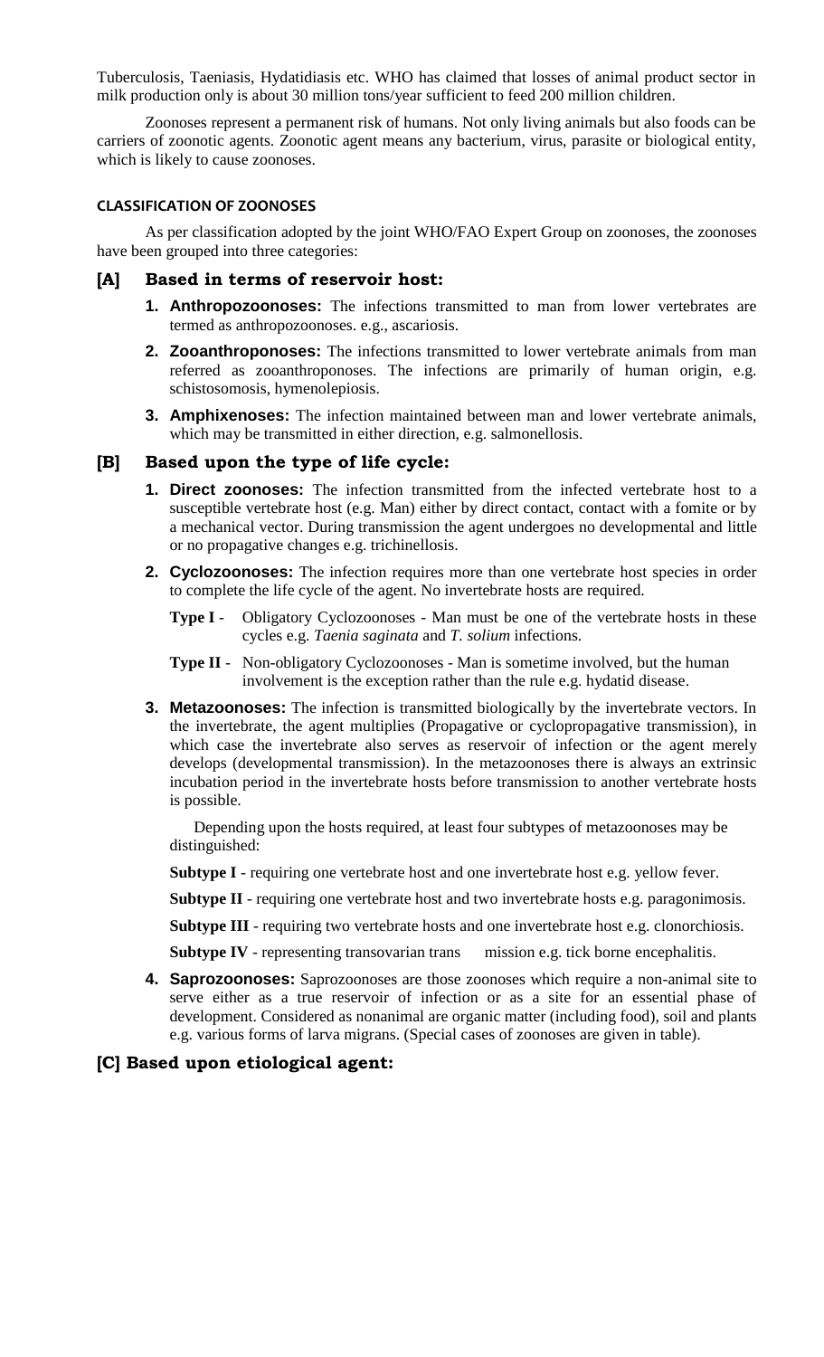Tuberculosis, Taeniasis, Hydatidiasis etc. WHO has claimed that losses of animal product sector in milk production only is about 30 million tons/year sufficient to feed 200 million children.

Zoonoses represent a permanent risk of humans. Not only living animals but also foods can be carriers of zoonotic agents. Zoonotic agent means any bacterium, virus, parasite or biological entity, which is likely to cause zoonoses.

#### CLASSIFICATION OF ZOONOSES

As per classification adopted by the joint WHO/FAO Expert Group on zoonoses, the zoonoses have been grouped into three categories:

### [A] Based in terms of reservoir host:

1. **Anthropozoonoses:** The infections transmitted to man from lower vertebrates are termed as anthropozoonoses. e.g., ascariosis.
2. **Zooanthroponoses:** The infections transmitted to lower vertebrate animals from man referred as zooanthroponoses. The infections are primarily of human origin, e.g. schistosomosis, hymenolepiosis.
3. **Amphixenoses:** The infection maintained between man and lower vertebrate animals, which may be transmitted in either direction, e.g. salmonellosis.

### [B] Based upon the type of life cycle:

1. **Direct zoonoses:** The infection transmitted from the infected vertebrate host to a susceptible vertebrate host (e.g. Man) either by direct contact, contact with a fomite or by a mechanical vector. During transmission the agent undergoes no developmental and little or no propagative changes e.g. trichinellosis.
2. **Cyclozoonoses:** The infection requires more than one vertebrate host species in order to complete the life cycle of the agent. No invertebrate hosts are required.

   **Type I** - Obligatory Cyclozoonoses - Man must be one of the vertebrate hosts in these cycles e.g. *Taenia saginata* and *T. solium* infections.

   **Type II** - Non-obligatory Cyclozoonoses - Man is sometime involved, but the human involvement is the exception rather than the rule e.g. hydatid disease.
3. **Metazoonoses:** The infection is transmitted biologically by the invertebrate vectors. In the invertebrate, the agent multiplies (Propagative or cyclopropagative transmission), in which case the invertebrate also serves as reservoir of infection or the agent merely develops (developmental transmission). In the metazoonoses there is always an extrinsic incubation period in the invertebrate hosts before transmission to another vertebrate hosts is possible.

   Depending upon the hosts required, at least four subtypes of metazoonoses may be distinguished:

   **Subtype I** - requiring one vertebrate host and one invertebrate host e.g. yellow fever.

   **Subtype II** - requiring one vertebrate host and two invertebrate hosts e.g. paragonimosis.

   **Subtype III** - requiring two vertebrate hosts and one invertebrate host e.g. clonorchiosis.

   **Subtype IV** - representing transovarian trans mission e.g. tick borne encephalitis.
4. **Saprozoonoses:** Saprozoonoses are those zoonoses which require a non-animal site to serve either as a true reservoir of infection or as a site for an essential phase of development. Considered as nonanimal are organic matter (including food), soil and plants e.g. various forms of larva migrans. (Special cases of zoonoses are given in table).

### [C] Based upon etiological agent: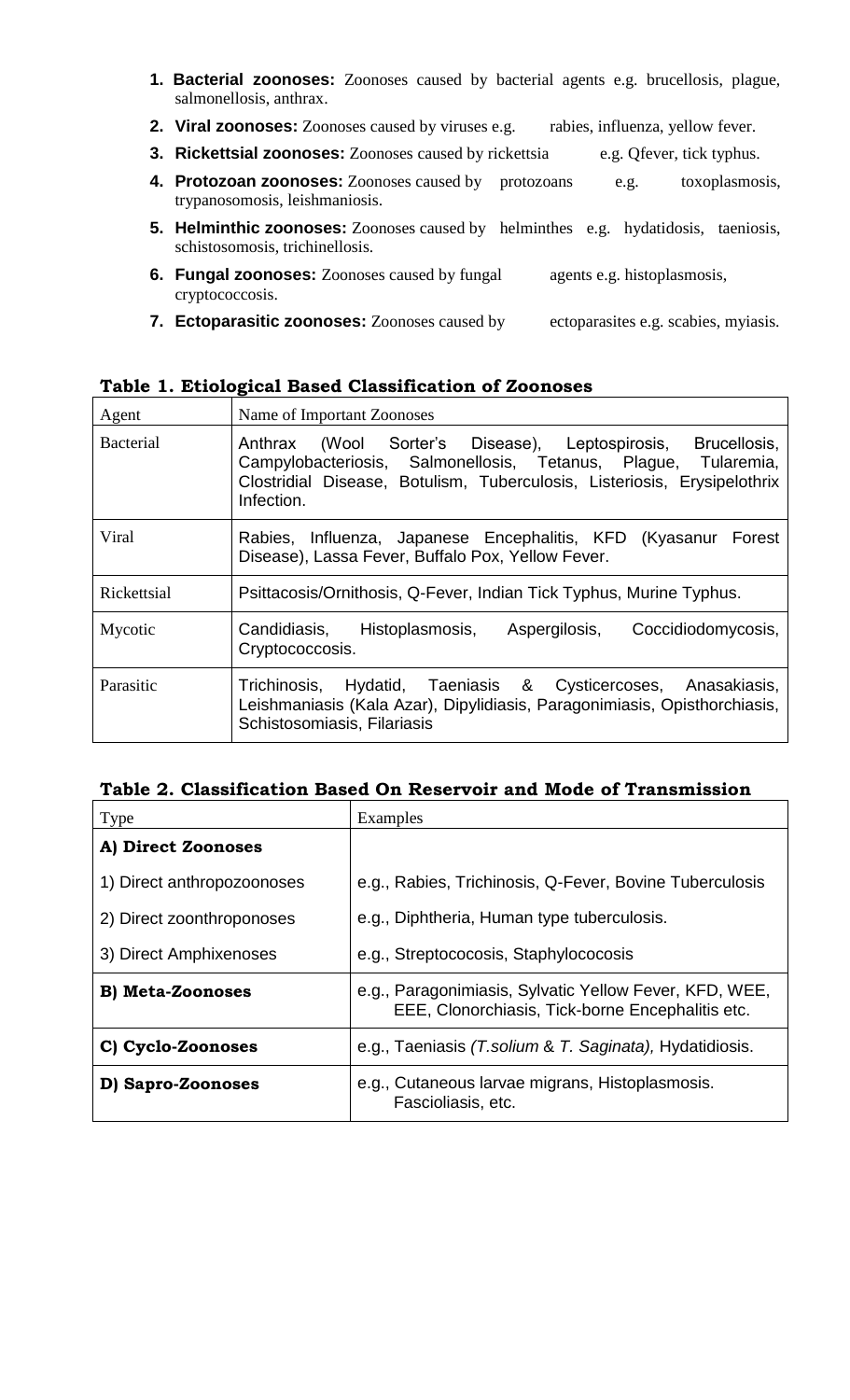1. **Bacterial zoonoses:** Zoonoses caused by bacterial agents e.g. brucellosis, plague, salmonellosis, anthrax.
2. **Viral zoonoses:** Zoonoses caused by viruses e.g. rabies, influenza, yellow fever.
3. **Rickettsial zoonoses:** Zoonoses caused by rickettsia e.g. Qfever, tick typhus.
4. **Protozoan zoonoses:** Zoonoses caused by protozoans e.g. toxoplasmosis, trypanosomosis, leishmaniosis.
5. **Helminthic zoonoses:** Zoonoses caused by helminthes e.g. hydatidosis, taeniosis, schistosomosis, trichinellosis.
6. **Fungal zoonoses:** Zoonoses caused by fungal agents e.g. histoplasmosis, cryptococcosis.
7. **Ectoparasitic zoonoses:** Zoonoses caused by ectoparasites e.g. scabies, myiasis.

**Table 1. Etiological Based Classification of Zoonoses**

| Agent | Name of Important Zoonoses |
|---|---|
| Bacterial | Anthrax (Wool Sorter's Disease), Leptospirosis, Brucellosis, Campylobacteriosis, Salmonellosis, Tetanus, Plague, Tularemia, Clostridial Disease, Botulism, Tuberculosis, Listeriosis, Erysipelothrix Infection. |
| Viral | Rabies, Influenza, Japanese Encephalitis, KFD (Kyasanur Forest Disease), Lassa Fever, Buffalo Pox, Yellow Fever. |
| Rickettsial | Psittacosis/Ornithosis, Q-Fever, Indian Tick Typhus, Murine Typhus. |
| Mycotic | Candidiasis, Histoplasmosis, Aspergilosis, Coccidiodomycosis, Cryptococcosis. |
| Parasitic | Trichinosis, Hydatid, Taeniasis & Cysticercoses, Anasakiasis, Leishmaniasis (Kala Azar), Dipylidiasis, Paragonimiasis, Opisthorchiasis, Schistosomiasis, Filariasis |

**Table 2. Classification Based On Reservoir and Mode of Transmission**

| Type | Examples |
|---|---|
| **A) Direct Zoonoses** | |
| 1) Direct anthropozoonoses | e.g., Rabies, Trichinosis, Q-Fever, Bovine Tuberculosis |
| 2) Direct zoonthroponoses | e.g., Diphtheria, Human type tuberculosis. |
| 3) Direct Amphixenoses | e.g., Streptococosis, Staphylococosis |
| **B) Meta-Zoonoses** | e.g., Paragonimiasis, Sylvatic Yellow Fever, KFD, WEE, EEE, Clonorchiasis, Tick-borne Encephalitis etc. |
| **C) Cyclo-Zoonoses** | e.g., Taeniasis *(T.solium* & *T. Saginata),* Hydatidiosis. |
| **D) Sapro-Zoonoses** | e.g., Cutaneous larvae migrans, Histoplasmosis. Fascioliasis, etc. |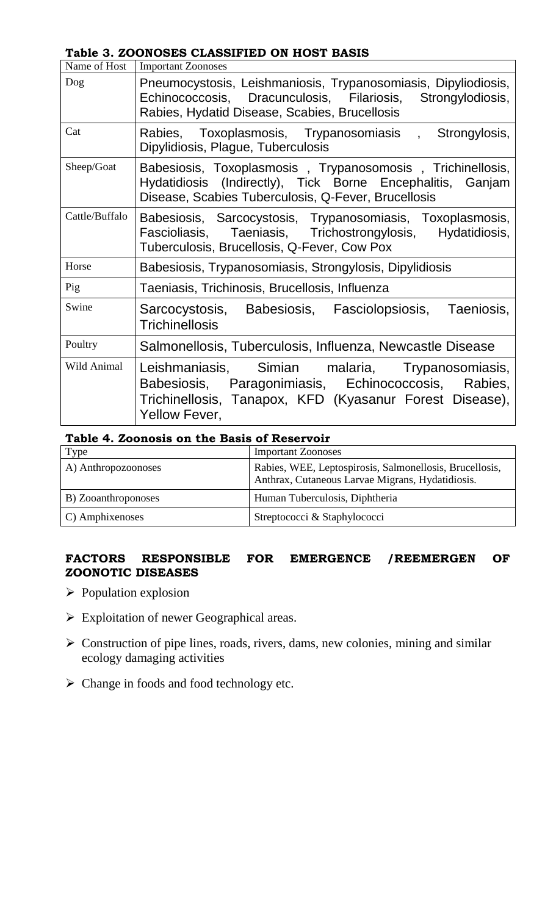**Table 3. ZOONOSES CLASSIFIED ON HOST BASIS**

| Name of Host | Important Zoonoses |
|---|---|
| Dog | Pneumocystosis, Leishmaniosis, Trypanosomiasis, Dipyliodiosis, Echinococcosis, Dracunculosis, Filariosis, Strongylodiosis, Rabies, Hydatid Disease, Scabies, Brucellosis |
| Cat | Rabies, Toxoplasmosis, Trypanosomiasis , Strongylosis, Dipylidiosis, Plague, Tuberculosis |
| Sheep/Goat | Babesiosis, Toxoplasmosis , Trypanosomosis , Trichinellosis, Hydatidiosis (Indirectly), Tick Borne Encephalitis, Ganjam Disease, Scabies Tuberculosis, Q-Fever, Brucellosis |
| Cattle/Buffalo | Babesiosis, Sarcocystosis, Trypanosomiasis, Toxoplasmosis, Fascioliasis, Taeniasis, Trichostrongylosis, Hydatidiosis, Tuberculosis, Brucellosis, Q-Fever, Cow Pox |
| Horse | Babesiosis, Trypanosomiasis, Strongylosis, Dipylidiosis |
| Pig | Taeniasis, Trichinosis, Brucellosis, Influenza |
| Swine | Sarcocystosis, Babesiosis, Fasciolopsiosis, Taeniosis, Trichinellosis |
| Poultry | Salmonellosis, Tuberculosis, Influenza, Newcastle Disease |
| Wild Animal | Leishmaniasis, Simian malaria, Trypanosomiasis, Babesiosis, Paragonimiasis, Echinococcosis, Rabies, Trichinellosis, Tanapox, KFD (Kyasanur Forest Disease), Yellow Fever, |

**Table 4. Zoonosis on the Basis of Reservoir**

| Type | Important Zoonoses |
|---|---|
| A) Anthropozoonoses | Rabies, WEE, Leptospirosis, Salmonellosis, Brucellosis, Anthrax, Cutaneous Larvae Migrans, Hydatidiosis. |
| B) Zooanthroponoses | Human Tuberculosis, Diphtheria |
| C) Amphixenoses | Streptococci & Staphylococci |

**FACTORS RESPONSIBLE FOR EMERGENCE /REEMERGEN OF ZOONOTIC DISEASES**

- Population explosion
- Exploitation of newer Geographical areas.
- Construction of pipe lines, roads, rivers, dams, new colonies, mining and similar ecology damaging activities
- Change in foods and food technology etc.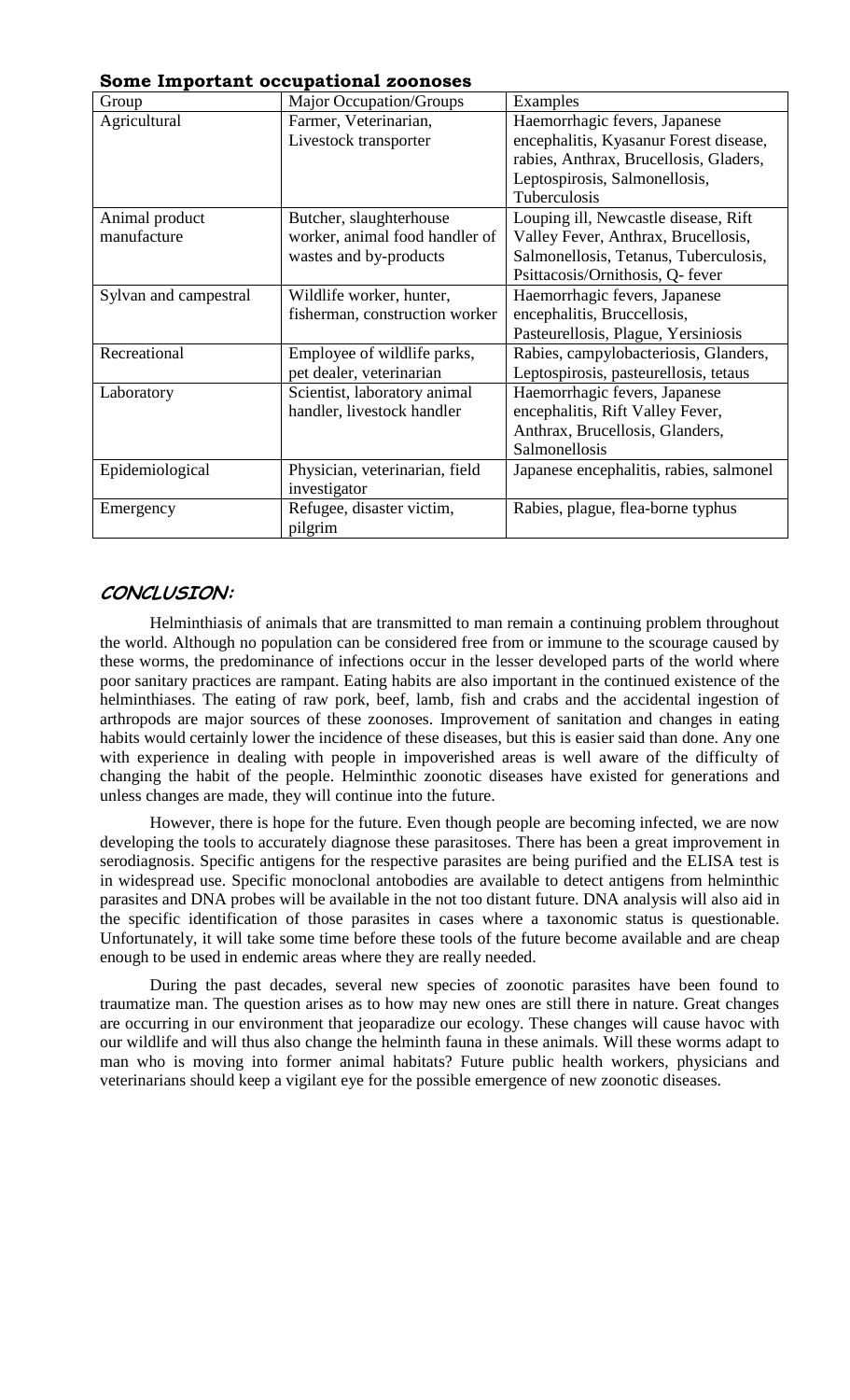**Some Important occupational zoonoses**

| Group | Major Occupation/Groups | Examples |
|---|---|---|
| Agricultural | Farmer, Veterinarian, Livestock transporter | Haemorrhagic fevers, Japanese encephalitis, Kyasanur Forest disease, rabies, Anthrax, Brucellosis, Gladers, Leptospirosis, Salmonellosis, Tuberculosis |
| Animal product manufacture | Butcher, slaughterhouse worker, animal food handler of wastes and by-products | Louping ill, Newcastle disease, Rift Valley Fever, Anthrax, Brucellosis, Salmonellosis, Tetanus, Tuberculosis, Psittacosis/Ornithosis, Q- fever |
| Sylvan and campestral | Wildlife worker, hunter, fisherman, construction worker | Haemorrhagic fevers, Japanese encephalitis, Bruccellosis, Pasteurellosis, Plague, Yersiniosis |
| Recreational | Employee of wildlife parks, pet dealer, veterinarian | Rabies, campylobacteriosis, Glanders, Leptospirosis, pasteurellosis, tetaus |
| Laboratory | Scientist, laboratory animal handler, livestock handler | Haemorrhagic fevers, Japanese encephalitis, Rift Valley Fever, Anthrax, Brucellosis, Glanders, Salmonellosis |
| Epidemiological | Physician, veterinarian, field investigator | Japanese encephalitis, rabies, salmonel |
| Emergency | Refugee, disaster victim, pilgrim | Rabies, plague, flea-borne typhus |

## CONCLUSION:

Helminthiasis of animals that are transmitted to man remain a continuing problem throughout the world. Although no population can be considered free from or immune to the scourage caused by these worms, the predominance of infections occur in the lesser developed parts of the world where poor sanitary practices are rampant. Eating habits are also important in the continued existence of the helminthiases. The eating of raw pork, beef, lamb, fish and crabs and the accidental ingestion of arthropods are major sources of these zoonoses. Improvement of sanitation and changes in eating habits would certainly lower the incidence of these diseases, but this is easier said than done. Any one with experience in dealing with people in impoverished areas is well aware of the difficulty of changing the habit of the people. Helminthic zoonotic diseases have existed for generations and unless changes are made, they will continue into the future.

However, there is hope for the future. Even though people are becoming infected, we are now developing the tools to accurately diagnose these parasitoses. There has been a great improvement in serodiagnosis. Specific antigens for the respective parasites are being purified and the ELISA test is in widespread use. Specific monoclonal antobodies are available to detect antigens from helminthic parasites and DNA probes will be available in the not too distant future. DNA analysis will also aid in the specific identification of those parasites in cases where a taxonomic status is questionable. Unfortunately, it will take some time before these tools of the future become available and are cheap enough to be used in endemic areas where they are really needed.

During the past decades, several new species of zoonotic parasites have been found to traumatize man. The question arises as to how may new ones are still there in nature. Great changes are occurring in our environment that jeoparadize our ecology. These changes will cause havoc with our wildlife and will thus also change the helminth fauna in these animals. Will these worms adapt to man who is moving into former animal habitats? Future public health workers, physicians and veterinarians should keep a vigilant eye for the possible emergence of new zoonotic diseases.